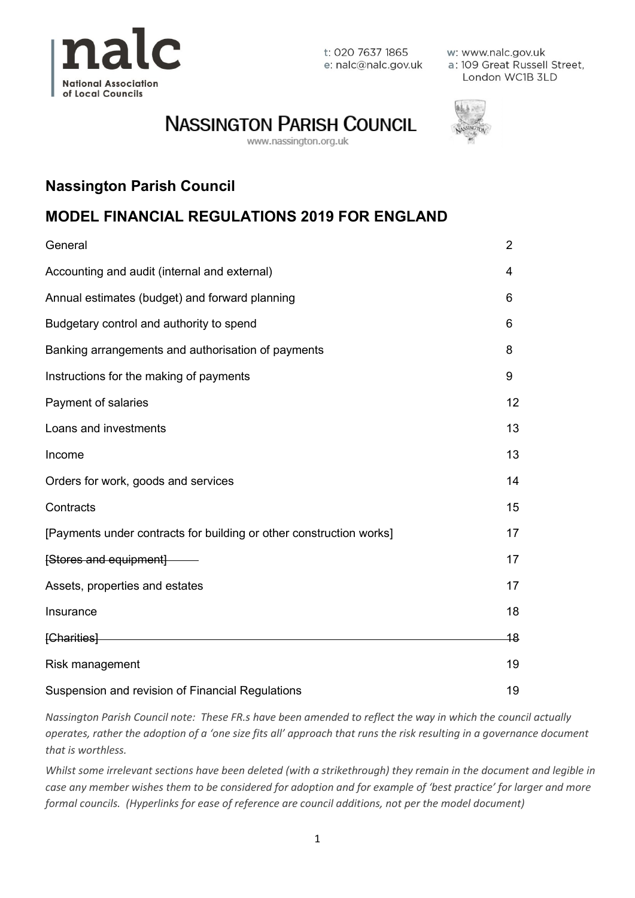t: 020 7637 1865
e: nalc@nalc.gov.uk

w: www.nalc.gov.uk
a: 109 Great Russell Street, London WC1B 3LD

**NASSINGTON PARISH COUNCIL**
www.nassington.org.uk

## Nassington Parish Council

## MODEL FINANCIAL REGULATIONS 2019 FOR ENGLAND

| | |
|---|---|
| General | 2 |
| Accounting and audit (internal and external) | 4 |
| Annual estimates (budget) and forward planning | 6 |
| Budgetary control and authority to spend | 6 |
| Banking arrangements and authorisation of payments | 8 |
| Instructions for the making of payments | 9 |
| Payment of salaries | 12 |
| Loans and investments | 13 |
| Income | 13 |
| Orders for work, goods and services | 14 |
| Contracts | 15 |
| [Payments under contracts for building or other construction works] | 17 |
| ~~[Stores and equipment]~~ | 17 |
| Assets, properties and estates | 17 |
| Insurance | 18 |
| ~~[Charities]~~ | ~~18~~ |
| Risk management | 19 |
| Suspension and revision of Financial Regulations | 19 |

*Nassington Parish Council note: These FR.s have been amended to reflect the way in which the council actually operates, rather the adoption of a 'one size fits all' approach that runs the risk resulting in a governance document that is worthless.*

*Whilst some irrelevant sections have been deleted (with a strikethrough) they remain in the document and legible in case any member wishes them to be considered for adoption and for example of 'best practice' for larger and more formal councils. (Hyperlinks for ease of reference are council additions, not per the model document)*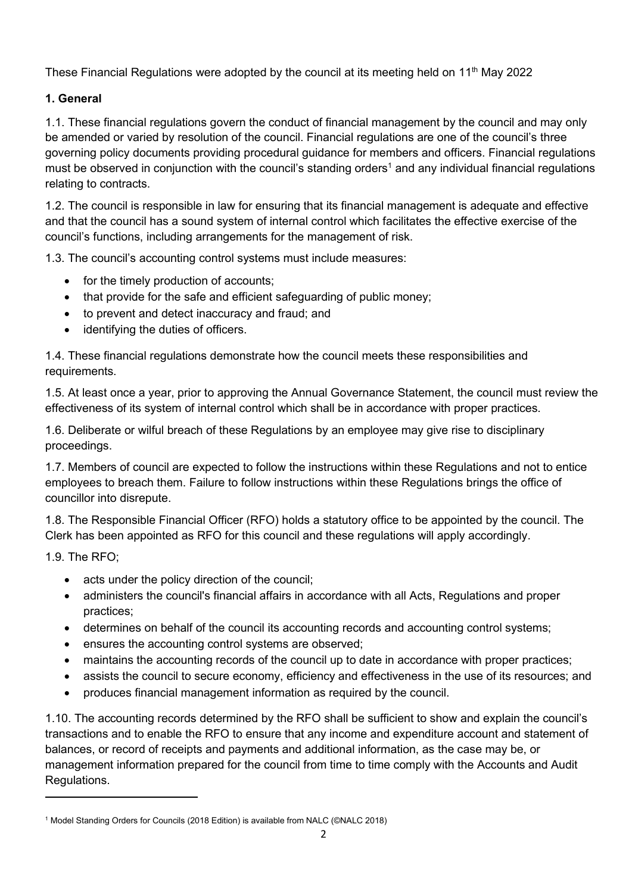These Financial Regulations were adopted by the council at its meeting held on 11th May 2022

**1. General**

1.1. These financial regulations govern the conduct of financial management by the council and may only be amended or varied by resolution of the council. Financial regulations are one of the council's three governing policy documents providing procedural guidance for members and officers. Financial regulations must be observed in conjunction with the council's standing orders[1] and any individual financial regulations relating to contracts.

1.2. The council is responsible in law for ensuring that its financial management is adequate and effective and that the council has a sound system of internal control which facilitates the effective exercise of the council's functions, including arrangements for the management of risk.

1.3. The council's accounting control systems must include measures:

- for the timely production of accounts;
- that provide for the safe and efficient safeguarding of public money;
- to prevent and detect inaccuracy and fraud; and
- identifying the duties of officers.

1.4. These financial regulations demonstrate how the council meets these responsibilities and requirements.

1.5. At least once a year, prior to approving the Annual Governance Statement, the council must review the effectiveness of its system of internal control which shall be in accordance with proper practices.

1.6. Deliberate or wilful breach of these Regulations by an employee may give rise to disciplinary proceedings.

1.7. Members of council are expected to follow the instructions within these Regulations and not to entice employees to breach them. Failure to follow instructions within these Regulations brings the office of councillor into disrepute.

1.8. The Responsible Financial Officer (RFO) holds a statutory office to be appointed by the council. The Clerk has been appointed as RFO for this council and these regulations will apply accordingly.

1.9. The RFO;

- acts under the policy direction of the council;
- administers the council's financial affairs in accordance with all Acts, Regulations and proper practices;
- determines on behalf of the council its accounting records and accounting control systems;
- ensures the accounting control systems are observed;
- maintains the accounting records of the council up to date in accordance with proper practices;
- assists the council to secure economy, efficiency and effectiveness in the use of its resources; and
- produces financial management information as required by the council.

1.10. The accounting records determined by the RFO shall be sufficient to show and explain the council's transactions and to enable the RFO to ensure that any income and expenditure account and statement of balances, or record of receipts and payments and additional information, as the case may be, or management information prepared for the council from time to time comply with the Accounts and Audit Regulations.

---

[1] Model Standing Orders for Councils (2018 Edition) is available from NALC (©NALC 2018)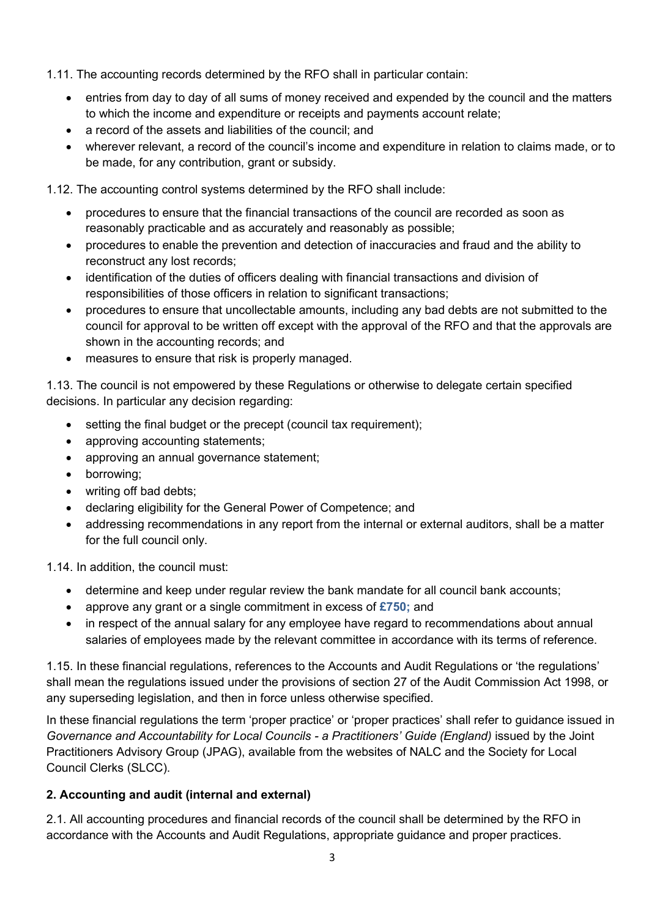1.11. The accounting records determined by the RFO shall in particular contain:

- entries from day to day of all sums of money received and expended by the council and the matters to which the income and expenditure or receipts and payments account relate;
- a record of the assets and liabilities of the council; and
- wherever relevant, a record of the council's income and expenditure in relation to claims made, or to be made, for any contribution, grant or subsidy.

1.12. The accounting control systems determined by the RFO shall include:

- procedures to ensure that the financial transactions of the council are recorded as soon as reasonably practicable and as accurately and reasonably as possible;
- procedures to enable the prevention and detection of inaccuracies and fraud and the ability to reconstruct any lost records;
- identification of the duties of officers dealing with financial transactions and division of responsibilities of those officers in relation to significant transactions;
- procedures to ensure that uncollectable amounts, including any bad debts are not submitted to the council for approval to be written off except with the approval of the RFO and that the approvals are shown in the accounting records; and
- measures to ensure that risk is properly managed.

1.13. The council is not empowered by these Regulations or otherwise to delegate certain specified decisions. In particular any decision regarding:

- setting the final budget or the precept (council tax requirement);
- approving accounting statements;
- approving an annual governance statement;
- borrowing;
- writing off bad debts;
- declaring eligibility for the General Power of Competence; and
- addressing recommendations in any report from the internal or external auditors, shall be a matter for the full council only.

1.14. In addition, the council must:

- determine and keep under regular review the bank mandate for all council bank accounts;
- approve any grant or a single commitment in excess of **£750;** and
- in respect of the annual salary for any employee have regard to recommendations about annual salaries of employees made by the relevant committee in accordance with its terms of reference.

1.15. In these financial regulations, references to the Accounts and Audit Regulations or 'the regulations' shall mean the regulations issued under the provisions of section 27 of the Audit Commission Act 1998, or any superseding legislation, and then in force unless otherwise specified.

In these financial regulations the term 'proper practice' or 'proper practices' shall refer to guidance issued in *Governance and Accountability for Local Councils - a Practitioners' Guide (England)* issued by the Joint Practitioners Advisory Group (JPAG), available from the websites of NALC and the Society for Local Council Clerks (SLCC).

## 2. Accounting and audit (internal and external)

2.1. All accounting procedures and financial records of the council shall be determined by the RFO in accordance with the Accounts and Audit Regulations, appropriate guidance and proper practices.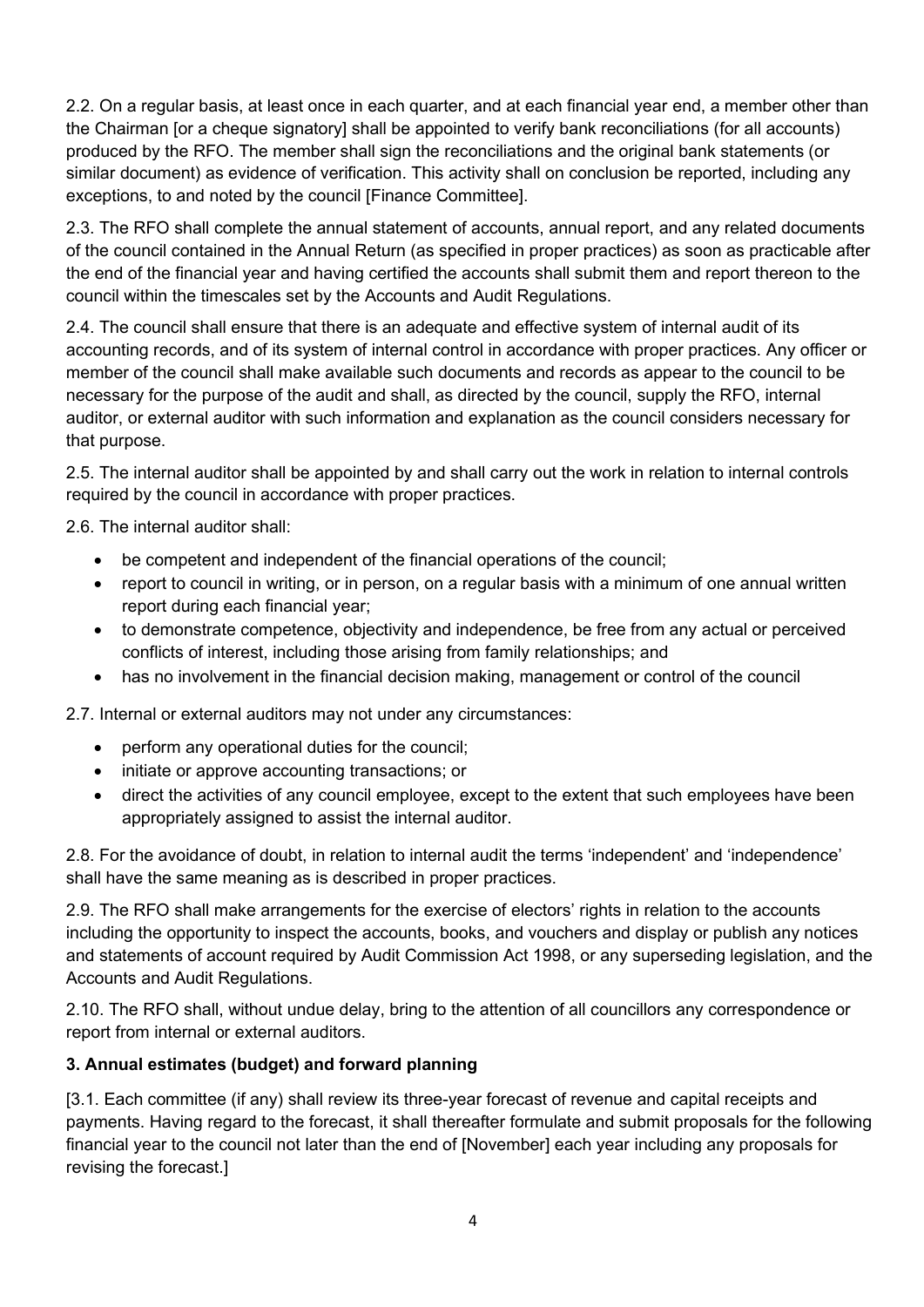2.2. On a regular basis, at least once in each quarter, and at each financial year end, a member other than the Chairman [or a cheque signatory] shall be appointed to verify bank reconciliations (for all accounts) produced by the RFO. The member shall sign the reconciliations and the original bank statements (or similar document) as evidence of verification. This activity shall on conclusion be reported, including any exceptions, to and noted by the council [Finance Committee].

2.3. The RFO shall complete the annual statement of accounts, annual report, and any related documents of the council contained in the Annual Return (as specified in proper practices) as soon as practicable after the end of the financial year and having certified the accounts shall submit them and report thereon to the council within the timescales set by the Accounts and Audit Regulations.

2.4. The council shall ensure that there is an adequate and effective system of internal audit of its accounting records, and of its system of internal control in accordance with proper practices. Any officer or member of the council shall make available such documents and records as appear to the council to be necessary for the purpose of the audit and shall, as directed by the council, supply the RFO, internal auditor, or external auditor with such information and explanation as the council considers necessary for that purpose.

2.5. The internal auditor shall be appointed by and shall carry out the work in relation to internal controls required by the council in accordance with proper practices.

2.6. The internal auditor shall:

- be competent and independent of the financial operations of the council;
- report to council in writing, or in person, on a regular basis with a minimum of one annual written report during each financial year;
- to demonstrate competence, objectivity and independence, be free from any actual or perceived conflicts of interest, including those arising from family relationships; and
- has no involvement in the financial decision making, management or control of the council

2.7. Internal or external auditors may not under any circumstances:

- perform any operational duties for the council;
- initiate or approve accounting transactions; or
- direct the activities of any council employee, except to the extent that such employees have been appropriately assigned to assist the internal auditor.

2.8. For the avoidance of doubt, in relation to internal audit the terms 'independent' and 'independence' shall have the same meaning as is described in proper practices.

2.9. The RFO shall make arrangements for the exercise of electors' rights in relation to the accounts including the opportunity to inspect the accounts, books, and vouchers and display or publish any notices and statements of account required by Audit Commission Act 1998, or any superseding legislation, and the Accounts and Audit Regulations.

2.10. The RFO shall, without undue delay, bring to the attention of all councillors any correspondence or report from internal or external auditors.

**3. Annual estimates (budget) and forward planning**

[3.1. Each committee (if any) shall review its three-year forecast of revenue and capital receipts and payments. Having regard to the forecast, it shall thereafter formulate and submit proposals for the following financial year to the council not later than the end of [November] each year including any proposals for revising the forecast.]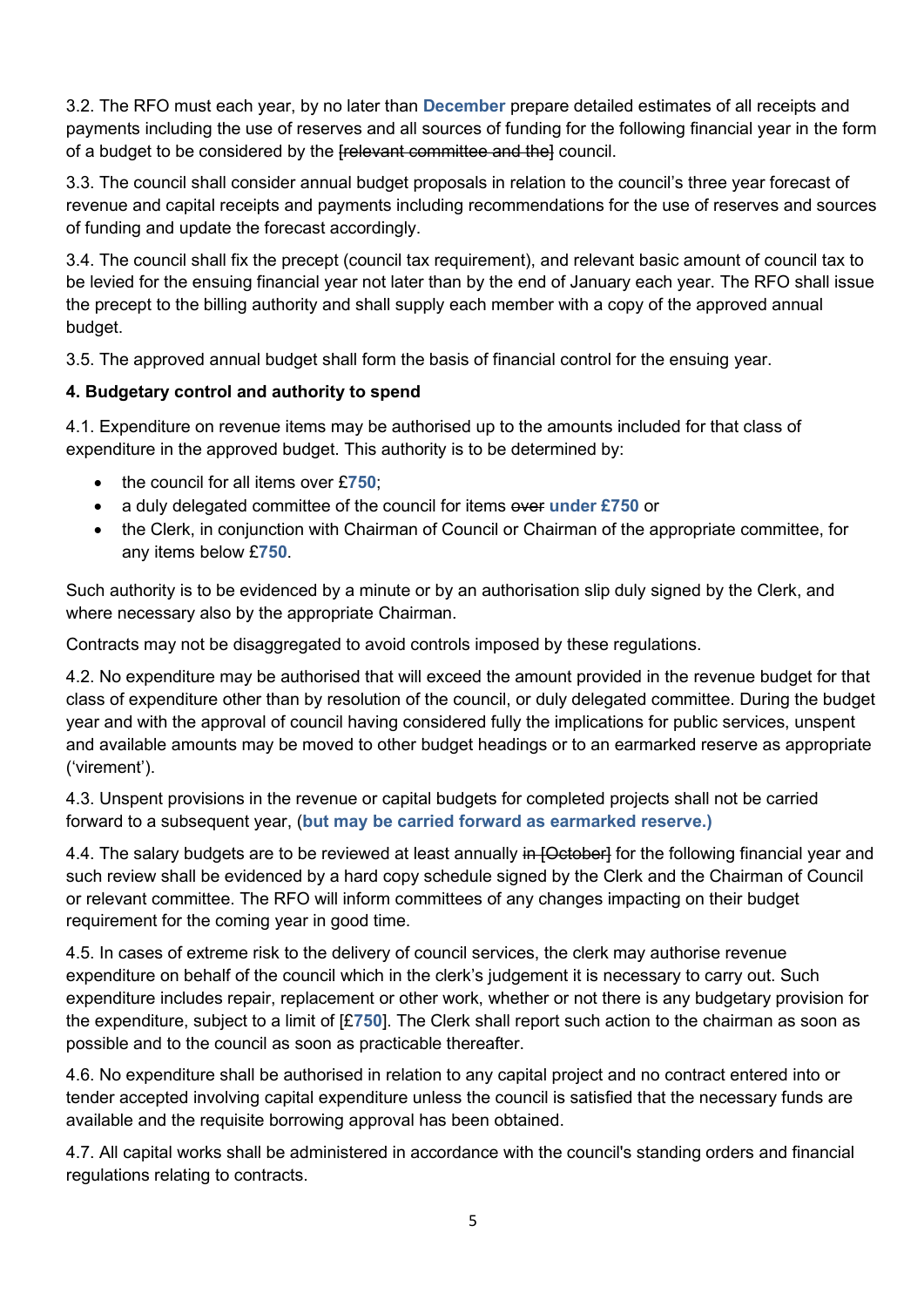3.2. The RFO must each year, by no later than **December** prepare detailed estimates of all receipts and payments including the use of reserves and all sources of funding for the following financial year in the form of a budget to be considered by the ~~[relevant committee and the]~~ council.

3.3. The council shall consider annual budget proposals in relation to the council's three year forecast of revenue and capital receipts and payments including recommendations for the use of reserves and sources of funding and update the forecast accordingly.

3.4. The council shall fix the precept (council tax requirement), and relevant basic amount of council tax to be levied for the ensuing financial year not later than by the end of January each year. The RFO shall issue the precept to the billing authority and shall supply each member with a copy of the approved annual budget.

3.5. The approved annual budget shall form the basis of financial control for the ensuing year.

**4. Budgetary control and authority to spend**

4.1. Expenditure on revenue items may be authorised up to the amounts included for that class of expenditure in the approved budget. This authority is to be determined by:

- the council for all items over £**750**;
- a duly delegated committee of the council for items ~~over~~ **under £750** or
- the Clerk, in conjunction with Chairman of Council or Chairman of the appropriate committee, for any items below £**750**.

Such authority is to be evidenced by a minute or by an authorisation slip duly signed by the Clerk, and where necessary also by the appropriate Chairman.

Contracts may not be disaggregated to avoid controls imposed by these regulations.

4.2. No expenditure may be authorised that will exceed the amount provided in the revenue budget for that class of expenditure other than by resolution of the council, or duly delegated committee. During the budget year and with the approval of council having considered fully the implications for public services, unspent and available amounts may be moved to other budget headings or to an earmarked reserve as appropriate ('virement').

4.3. Unspent provisions in the revenue or capital budgets for completed projects shall not be carried forward to a subsequent year, (**but may be carried forward as earmarked reserve.)**

4.4. The salary budgets are to be reviewed at least annually ~~in [October]~~ for the following financial year and such review shall be evidenced by a hard copy schedule signed by the Clerk and the Chairman of Council or relevant committee. The RFO will inform committees of any changes impacting on their budget requirement for the coming year in good time.

4.5. In cases of extreme risk to the delivery of council services, the clerk may authorise revenue expenditure on behalf of the council which in the clerk's judgement it is necessary to carry out. Such expenditure includes repair, replacement or other work, whether or not there is any budgetary provision for the expenditure, subject to a limit of [£**750**]. The Clerk shall report such action to the chairman as soon as possible and to the council as soon as practicable thereafter.

4.6. No expenditure shall be authorised in relation to any capital project and no contract entered into or tender accepted involving capital expenditure unless the council is satisfied that the necessary funds are available and the requisite borrowing approval has been obtained.

4.7. All capital works shall be administered in accordance with the council's standing orders and financial regulations relating to contracts.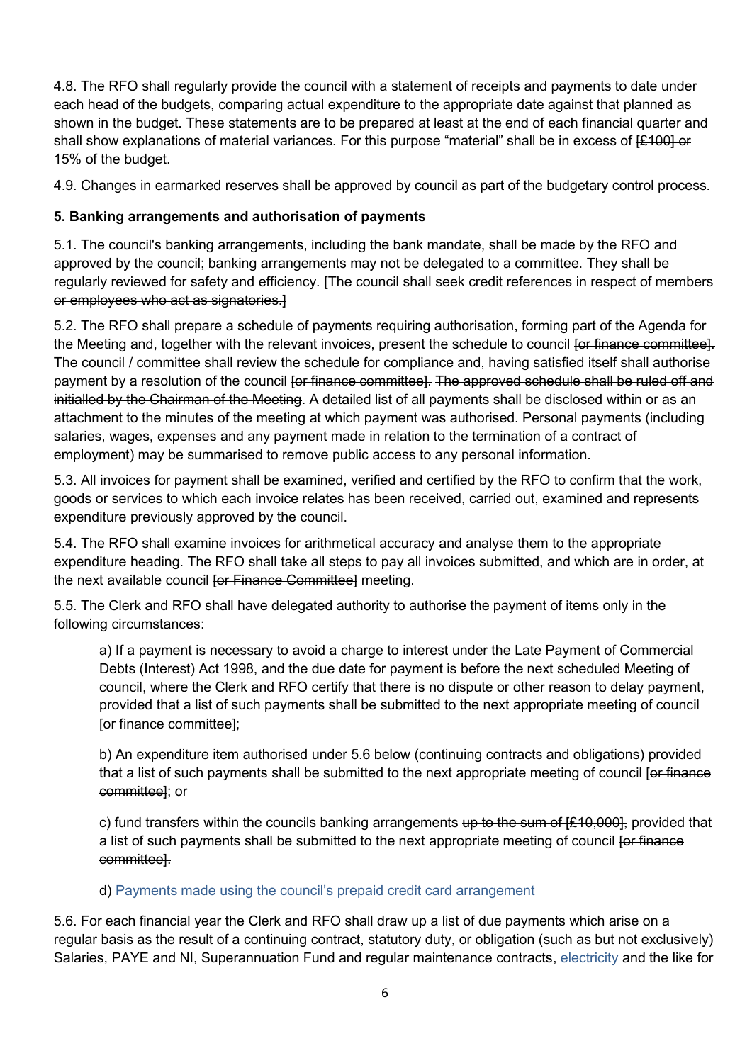4.8. The RFO shall regularly provide the council with a statement of receipts and payments to date under each head of the budgets, comparing actual expenditure to the appropriate date against that planned as shown in the budget. These statements are to be prepared at least at the end of each financial quarter and shall show explanations of material variances. For this purpose "material" shall be in excess of ~~[£100] or~~ 15% of the budget.

4.9. Changes in earmarked reserves shall be approved by council as part of the budgetary control process.

**5. Banking arrangements and authorisation of payments**

5.1. The council's banking arrangements, including the bank mandate, shall be made by the RFO and approved by the council; banking arrangements may not be delegated to a committee. They shall be regularly reviewed for safety and efficiency. ~~[The council shall seek credit references in respect of members or employees who act as signatories.]~~

5.2. The RFO shall prepare a schedule of payments requiring authorisation, forming part of the Agenda for the Meeting and, together with the relevant invoices, present the schedule to council ~~[or finance committee]~~. The council ~~/ committee~~ shall review the schedule for compliance and, having satisfied itself shall authorise payment by a resolution of the council ~~[or finance committee]. The approved schedule shall be ruled off and initialled by the Chairman of the Meeting~~. A detailed list of all payments shall be disclosed within or as an attachment to the minutes of the meeting at which payment was authorised. Personal payments (including salaries, wages, expenses and any payment made in relation to the termination of a contract of employment) may be summarised to remove public access to any personal information.

5.3. All invoices for payment shall be examined, verified and certified by the RFO to confirm that the work, goods or services to which each invoice relates has been received, carried out, examined and represents expenditure previously approved by the council.

5.4. The RFO shall examine invoices for arithmetical accuracy and analyse them to the appropriate expenditure heading. The RFO shall take all steps to pay all invoices submitted, and which are in order, at the next available council ~~[or Finance Committee]~~ meeting.

5.5. The Clerk and RFO shall have delegated authority to authorise the payment of items only in the following circumstances:

a) If a payment is necessary to avoid a charge to interest under the Late Payment of Commercial Debts (Interest) Act 1998, and the due date for payment is before the next scheduled Meeting of council, where the Clerk and RFO certify that there is no dispute or other reason to delay payment, provided that a list of such payments shall be submitted to the next appropriate meeting of council [or finance committee];

b) An expenditure item authorised under 5.6 below (continuing contracts and obligations) provided that a list of such payments shall be submitted to the next appropriate meeting of council ~~[or finance committee]~~; or

c) fund transfers within the councils banking arrangements ~~up to the sum of [£10,000],~~ provided that a list of such payments shall be submitted to the next appropriate meeting of council ~~[or finance committee].~~

d) Payments made using the council's prepaid credit card arrangement

5.6. For each financial year the Clerk and RFO shall draw up a list of due payments which arise on a regular basis as the result of a continuing contract, statutory duty, or obligation (such as but not exclusively) Salaries, PAYE and NI, Superannuation Fund and regular maintenance contracts, electricity and the like for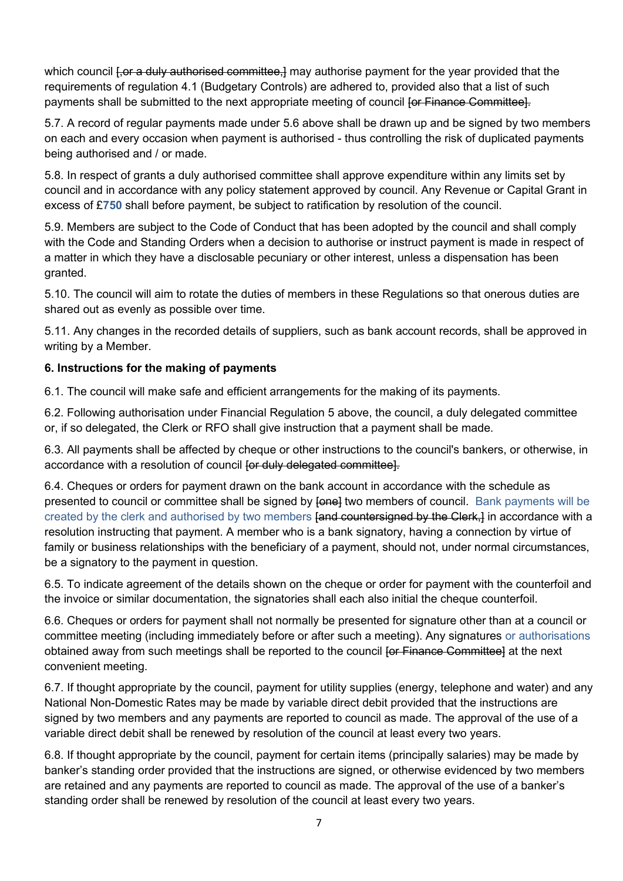which council ~~[,or a duly authorised committee,]~~ may authorise payment for the year provided that the requirements of regulation 4.1 (Budgetary Controls) are adhered to, provided also that a list of such payments shall be submitted to the next appropriate meeting of council ~~[or Finance Committee]~~.

5.7. A record of regular payments made under 5.6 above shall be drawn up and be signed by two members on each and every occasion when payment is authorised - thus controlling the risk of duplicated payments being authorised and / or made.

5.8. In respect of grants a duly authorised committee shall approve expenditure within any limits set by council and in accordance with any policy statement approved by council. Any Revenue or Capital Grant in excess of £**750** shall before payment, be subject to ratification by resolution of the council.

5.9. Members are subject to the Code of Conduct that has been adopted by the council and shall comply with the Code and Standing Orders when a decision to authorise or instruct payment is made in respect of a matter in which they have a disclosable pecuniary or other interest, unless a dispensation has been granted.

5.10. The council will aim to rotate the duties of members in these Regulations so that onerous duties are shared out as evenly as possible over time.

5.11. Any changes in the recorded details of suppliers, such as bank account records, shall be approved in writing by a Member.

**6. Instructions for the making of payments**

6.1. The council will make safe and efficient arrangements for the making of its payments.

6.2. Following authorisation under Financial Regulation 5 above, the council, a duly delegated committee or, if so delegated, the Clerk or RFO shall give instruction that a payment shall be made.

6.3. All payments shall be affected by cheque or other instructions to the council's bankers, or otherwise, in accordance with a resolution of council ~~[or duly delegated committee]~~.

6.4. Cheques or orders for payment drawn on the bank account in accordance with the schedule as presented to council or committee shall be signed by ~~[one]~~ two members of council. Bank payments will be created by the clerk and authorised by two members ~~[and countersigned by the Clerk,]~~ in accordance with a resolution instructing that payment. A member who is a bank signatory, having a connection by virtue of family or business relationships with the beneficiary of a payment, should not, under normal circumstances, be a signatory to the payment in question.

6.5. To indicate agreement of the details shown on the cheque or order for payment with the counterfoil and the invoice or similar documentation, the signatories shall each also initial the cheque counterfoil.

6.6. Cheques or orders for payment shall not normally be presented for signature other than at a council or committee meeting (including immediately before or after such a meeting). Any signatures or authorisations obtained away from such meetings shall be reported to the council ~~[or Finance Committee]~~ at the next convenient meeting.

6.7. If thought appropriate by the council, payment for utility supplies (energy, telephone and water) and any National Non-Domestic Rates may be made by variable direct debit provided that the instructions are signed by two members and any payments are reported to council as made. The approval of the use of a variable direct debit shall be renewed by resolution of the council at least every two years.

6.8. If thought appropriate by the council, payment for certain items (principally salaries) may be made by banker's standing order provided that the instructions are signed, or otherwise evidenced by two members are retained and any payments are reported to council as made. The approval of the use of a banker's standing order shall be renewed by resolution of the council at least every two years.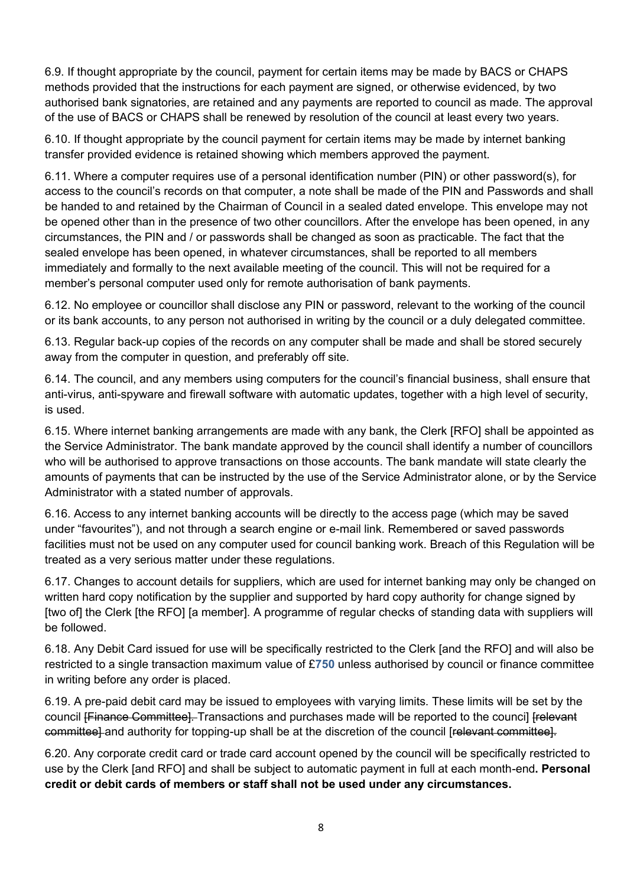6.9. If thought appropriate by the council, payment for certain items may be made by BACS or CHAPS methods provided that the instructions for each payment are signed, or otherwise evidenced, by two authorised bank signatories, are retained and any payments are reported to council as made. The approval of the use of BACS or CHAPS shall be renewed by resolution of the council at least every two years.

6.10. If thought appropriate by the council payment for certain items may be made by internet banking transfer provided evidence is retained showing which members approved the payment.

6.11. Where a computer requires use of a personal identification number (PIN) or other password(s), for access to the council's records on that computer, a note shall be made of the PIN and Passwords and shall be handed to and retained by the Chairman of Council in a sealed dated envelope. This envelope may not be opened other than in the presence of two other councillors. After the envelope has been opened, in any circumstances, the PIN and / or passwords shall be changed as soon as practicable. The fact that the sealed envelope has been opened, in whatever circumstances, shall be reported to all members immediately and formally to the next available meeting of the council. This will not be required for a member's personal computer used only for remote authorisation of bank payments.

6.12. No employee or councillor shall disclose any PIN or password, relevant to the working of the council or its bank accounts, to any person not authorised in writing by the council or a duly delegated committee.

6.13. Regular back-up copies of the records on any computer shall be made and shall be stored securely away from the computer in question, and preferably off site.

6.14. The council, and any members using computers for the council's financial business, shall ensure that anti-virus, anti-spyware and firewall software with automatic updates, together with a high level of security, is used.

6.15. Where internet banking arrangements are made with any bank, the Clerk [RFO] shall be appointed as the Service Administrator. The bank mandate approved by the council shall identify a number of councillors who will be authorised to approve transactions on those accounts. The bank mandate will state clearly the amounts of payments that can be instructed by the use of the Service Administrator alone, or by the Service Administrator with a stated number of approvals.

6.16. Access to any internet banking accounts will be directly to the access page (which may be saved under "favourites"), and not through a search engine or e-mail link. Remembered or saved passwords facilities must not be used on any computer used for council banking work. Breach of this Regulation will be treated as a very serious matter under these regulations.

6.17. Changes to account details for suppliers, which are used for internet banking may only be changed on written hard copy notification by the supplier and supported by hard copy authority for change signed by [two of] the Clerk [the RFO] [a member]. A programme of regular checks of standing data with suppliers will be followed.

6.18. Any Debit Card issued for use will be specifically restricted to the Clerk [and the RFO] and will also be restricted to a single transaction maximum value of £**750** unless authorised by council or finance committee in writing before any order is placed.

6.19. A pre-paid debit card may be issued to employees with varying limits. These limits will be set by the council ~~[Finance Committee].~~ Transactions and purchases made will be reported to the counci] ~~[relevant committee]~~ and authority for topping-up shall be at the discretion of the council [~~relevant committee]~~.

6.20. Any corporate credit card or trade card account opened by the council will be specifically restricted to use by the Clerk [and RFO] and shall be subject to automatic payment in full at each month-end**. Personal credit or debit cards of members or staff shall not be used under any circumstances.**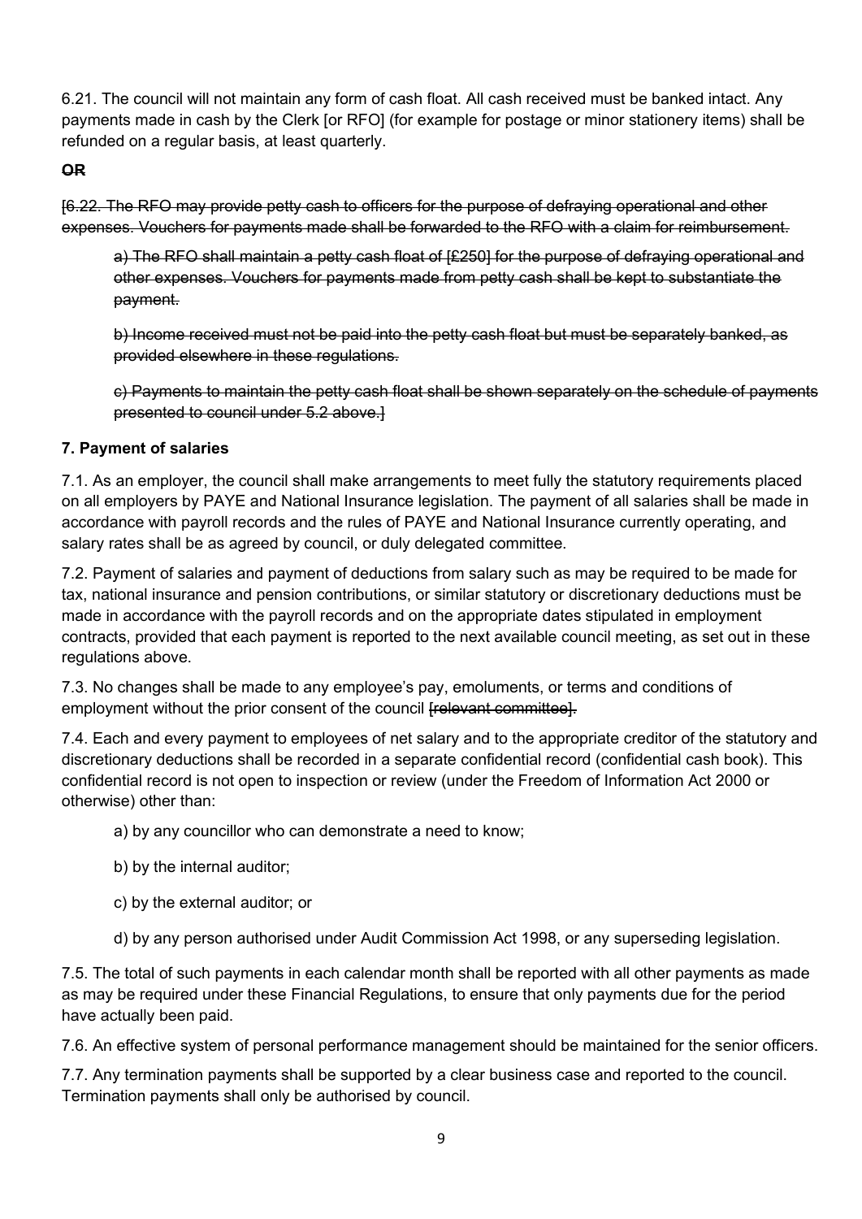6.21. The council will not maintain any form of cash float. All cash received must be banked intact. Any payments made in cash by the Clerk [or RFO] (for example for postage or minor stationery items) shall be refunded on a regular basis, at least quarterly.

~~**OR**~~

~~[6.22. The RFO may provide petty cash to officers for the purpose of defraying operational and other expenses. Vouchers for payments made shall be forwarded to the RFO with a claim for reimbursement.~~

> ~~a) The RFO shall maintain a petty cash float of [£250] for the purpose of defraying operational and other expenses. Vouchers for payments made from petty cash shall be kept to substantiate the payment.~~
>
> ~~b) Income received must not be paid into the petty cash float but must be separately banked, as provided elsewhere in these regulations.~~
>
> ~~c) Payments to maintain the petty cash float shall be shown separately on the schedule of payments presented to council under 5.2 above.]~~

### 7. Payment of salaries

7.1. As an employer, the council shall make arrangements to meet fully the statutory requirements placed on all employers by PAYE and National Insurance legislation. The payment of all salaries shall be made in accordance with payroll records and the rules of PAYE and National Insurance currently operating, and salary rates shall be as agreed by council, or duly delegated committee.

7.2. Payment of salaries and payment of deductions from salary such as may be required to be made for tax, national insurance and pension contributions, or similar statutory or discretionary deductions must be made in accordance with the payroll records and on the appropriate dates stipulated in employment contracts, provided that each payment is reported to the next available council meeting, as set out in these regulations above.

7.3. No changes shall be made to any employee's pay, emoluments, or terms and conditions of employment without the prior consent of the council ~~[relevant committee]~~.

7.4. Each and every payment to employees of net salary and to the appropriate creditor of the statutory and discretionary deductions shall be recorded in a separate confidential record (confidential cash book). This confidential record is not open to inspection or review (under the Freedom of Information Act 2000 or otherwise) other than:

> a) by any councillor who can demonstrate a need to know;
>
> b) by the internal auditor;
>
> c) by the external auditor; or
>
> d) by any person authorised under Audit Commission Act 1998, or any superseding legislation.

7.5. The total of such payments in each calendar month shall be reported with all other payments as made as may be required under these Financial Regulations, to ensure that only payments due for the period have actually been paid.

7.6. An effective system of personal performance management should be maintained for the senior officers.

7.7. Any termination payments shall be supported by a clear business case and reported to the council. Termination payments shall only be authorised by council.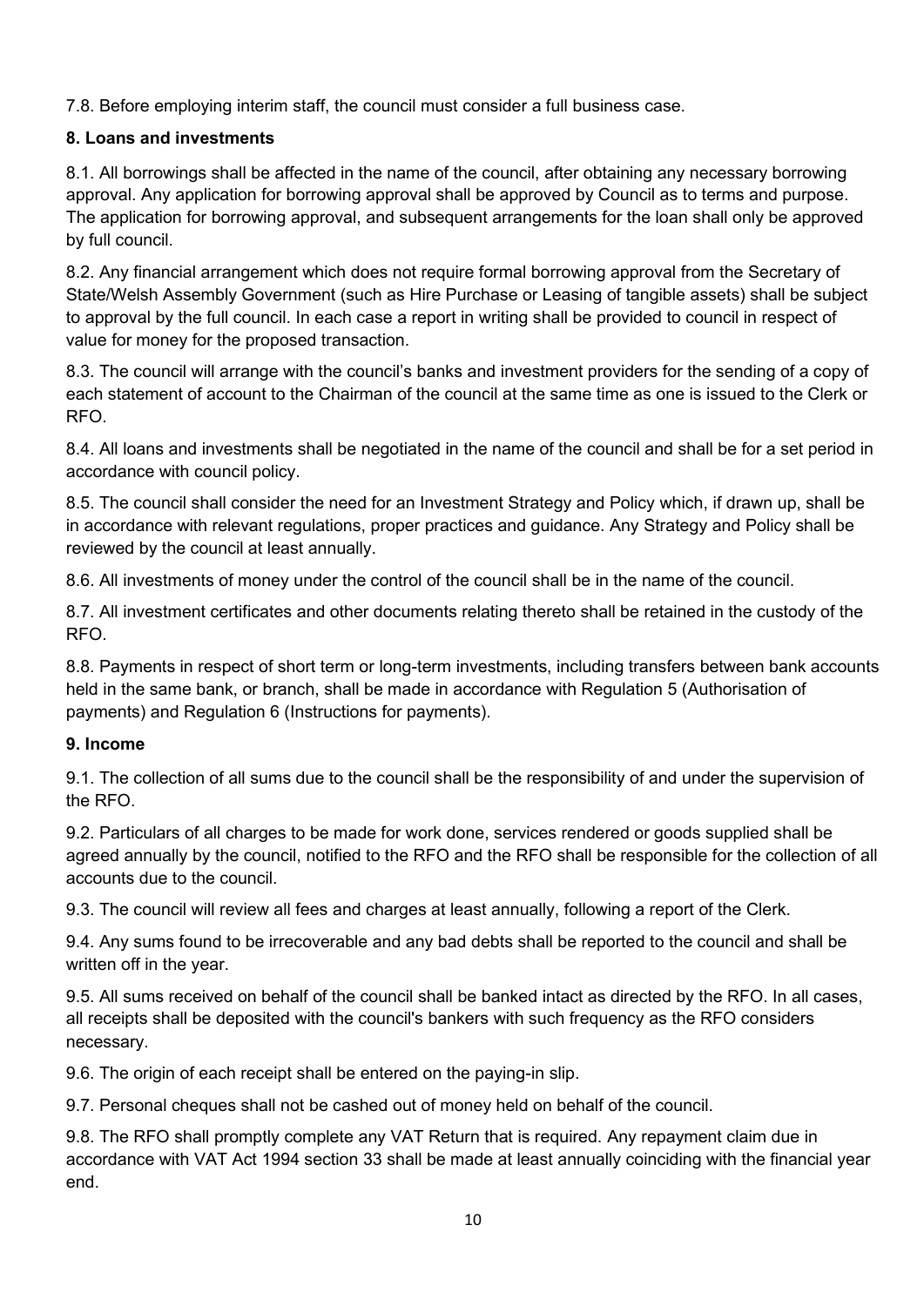7.8. Before employing interim staff, the council must consider a full business case.

**8. Loans and investments**

8.1. All borrowings shall be affected in the name of the council, after obtaining any necessary borrowing approval. Any application for borrowing approval shall be approved by Council as to terms and purpose. The application for borrowing approval, and subsequent arrangements for the loan shall only be approved by full council.

8.2. Any financial arrangement which does not require formal borrowing approval from the Secretary of State/Welsh Assembly Government (such as Hire Purchase or Leasing of tangible assets) shall be subject to approval by the full council. In each case a report in writing shall be provided to council in respect of value for money for the proposed transaction.

8.3. The council will arrange with the council's banks and investment providers for the sending of a copy of each statement of account to the Chairman of the council at the same time as one is issued to the Clerk or RFO.

8.4. All loans and investments shall be negotiated in the name of the council and shall be for a set period in accordance with council policy.

8.5. The council shall consider the need for an Investment Strategy and Policy which, if drawn up, shall be in accordance with relevant regulations, proper practices and guidance. Any Strategy and Policy shall be reviewed by the council at least annually.

8.6. All investments of money under the control of the council shall be in the name of the council.

8.7. All investment certificates and other documents relating thereto shall be retained in the custody of the RFO.

8.8. Payments in respect of short term or long-term investments, including transfers between bank accounts held in the same bank, or branch, shall be made in accordance with Regulation 5 (Authorisation of payments) and Regulation 6 (Instructions for payments).

**9. Income**

9.1. The collection of all sums due to the council shall be the responsibility of and under the supervision of the RFO.

9.2. Particulars of all charges to be made for work done, services rendered or goods supplied shall be agreed annually by the council, notified to the RFO and the RFO shall be responsible for the collection of all accounts due to the council.

9.3. The council will review all fees and charges at least annually, following a report of the Clerk.

9.4. Any sums found to be irrecoverable and any bad debts shall be reported to the council and shall be written off in the year.

9.5. All sums received on behalf of the council shall be banked intact as directed by the RFO. In all cases, all receipts shall be deposited with the council's bankers with such frequency as the RFO considers necessary.

9.6. The origin of each receipt shall be entered on the paying-in slip.

9.7. Personal cheques shall not be cashed out of money held on behalf of the council.

9.8. The RFO shall promptly complete any VAT Return that is required. Any repayment claim due in accordance with VAT Act 1994 section 33 shall be made at least annually coinciding with the financial year end.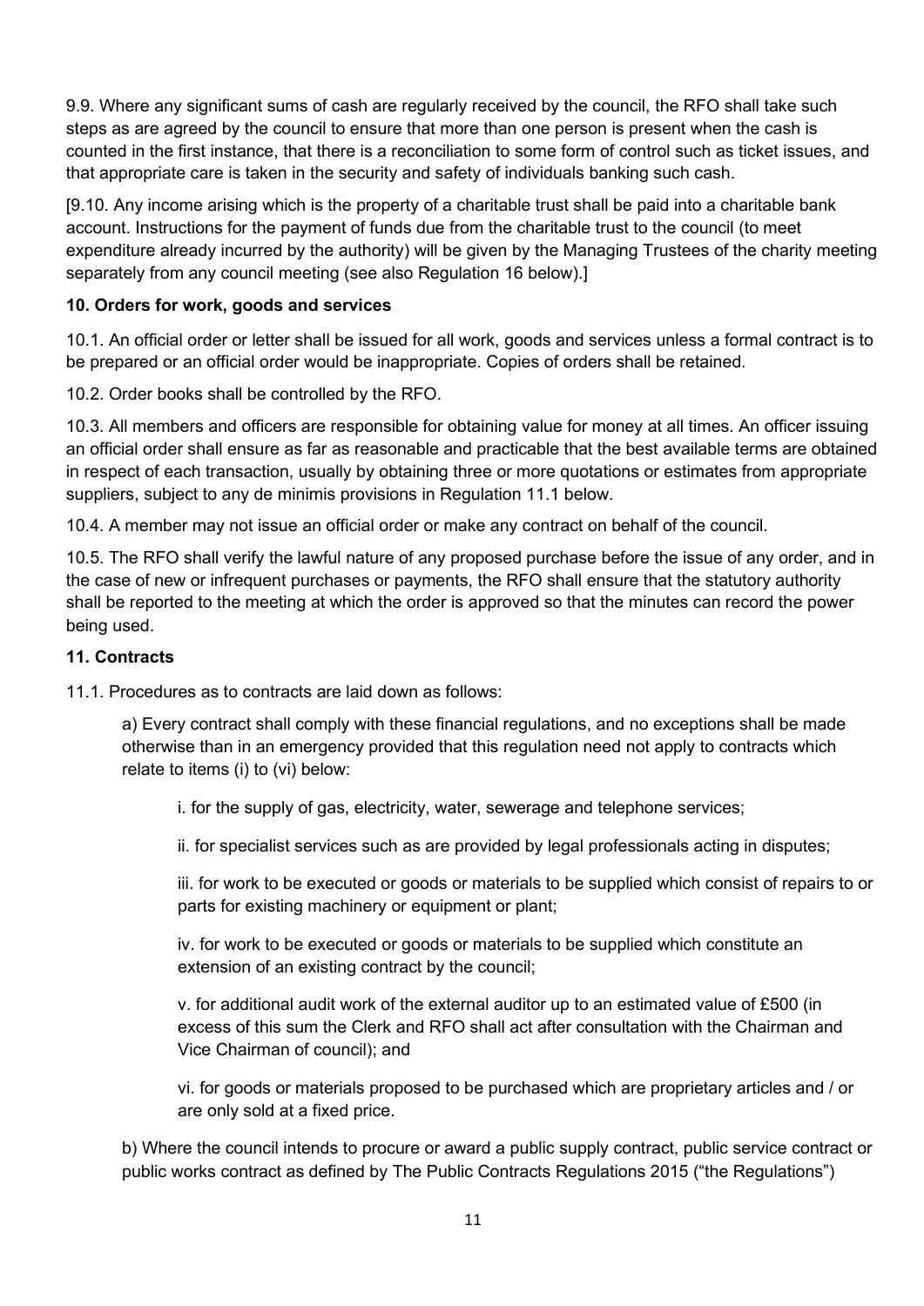9.9. Where any significant sums of cash are regularly received by the council, the RFO shall take such steps as are agreed by the council to ensure that more than one person is present when the cash is counted in the first instance, that there is a reconciliation to some form of control such as ticket issues, and that appropriate care is taken in the security and safety of individuals banking such cash.

[9.10. Any income arising which is the property of a charitable trust shall be paid into a charitable bank account. Instructions for the payment of funds due from the charitable trust to the council (to meet expenditure already incurred by the authority) will be given by the Managing Trustees of the charity meeting separately from any council meeting (see also Regulation 16 below).]

**10. Orders for work, goods and services**

10.1. An official order or letter shall be issued for all work, goods and services unless a formal contract is to be prepared or an official order would be inappropriate. Copies of orders shall be retained.

10.2. Order books shall be controlled by the RFO.

10.3. All members and officers are responsible for obtaining value for money at all times. An officer issuing an official order shall ensure as far as reasonable and practicable that the best available terms are obtained in respect of each transaction, usually by obtaining three or more quotations or estimates from appropriate suppliers, subject to any de minimis provisions in Regulation 11.1 below.

10.4. A member may not issue an official order or make any contract on behalf of the council.

10.5. The RFO shall verify the lawful nature of any proposed purchase before the issue of any order, and in the case of new or infrequent purchases or payments, the RFO shall ensure that the statutory authority shall be reported to the meeting at which the order is approved so that the minutes can record the power being used.

**11. Contracts**

11.1. Procedures as to contracts are laid down as follows:

a) Every contract shall comply with these financial regulations, and no exceptions shall be made otherwise than in an emergency provided that this regulation need not apply to contracts which relate to items (i) to (vi) below:

i. for the supply of gas, electricity, water, sewerage and telephone services;

ii. for specialist services such as are provided by legal professionals acting in disputes;

iii. for work to be executed or goods or materials to be supplied which consist of repairs to or parts for existing machinery or equipment or plant;

iv. for work to be executed or goods or materials to be supplied which constitute an extension of an existing contract by the council;

v. for additional audit work of the external auditor up to an estimated value of £500 (in excess of this sum the Clerk and RFO shall act after consultation with the Chairman and Vice Chairman of council); and

vi. for goods or materials proposed to be purchased which are proprietary articles and / or are only sold at a fixed price.

b) Where the council intends to procure or award a public supply contract, public service contract or public works contract as defined by The Public Contracts Regulations 2015 ("the Regulations")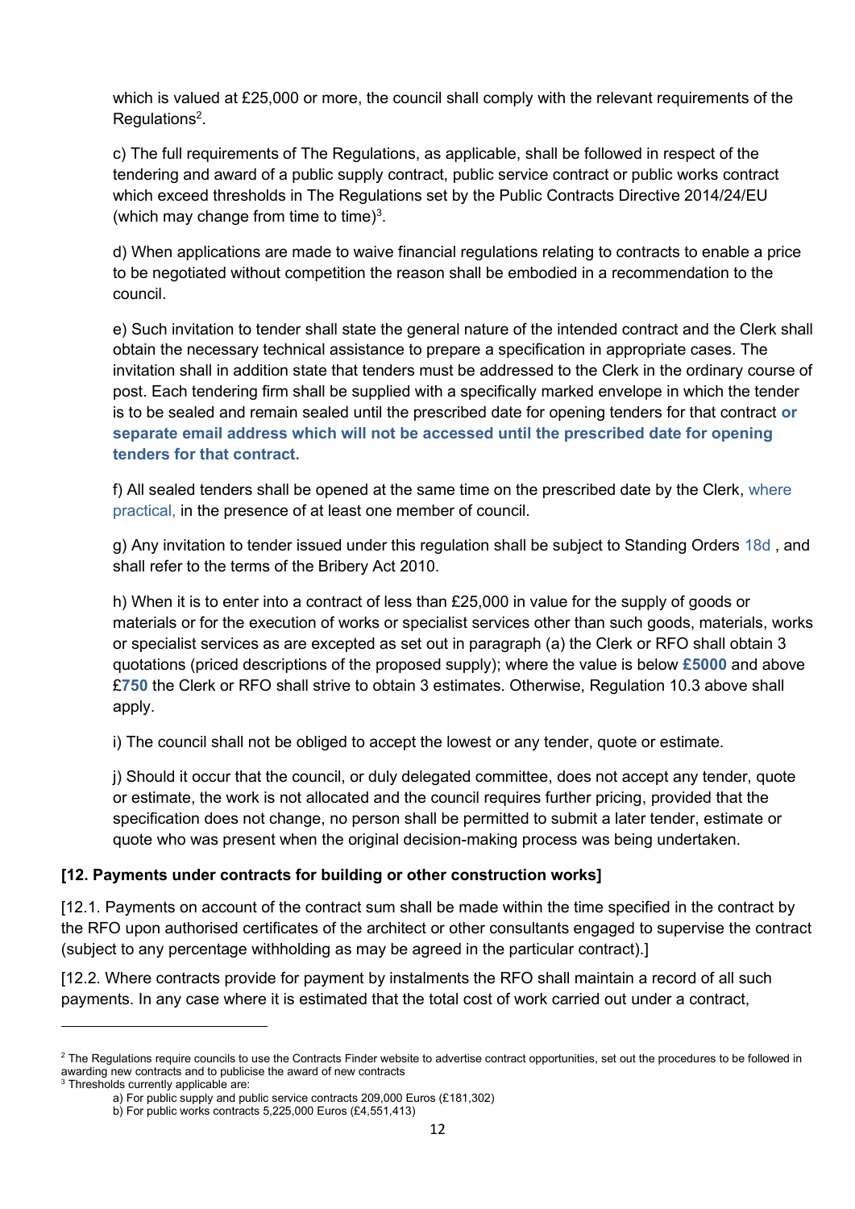which is valued at £25,000 or more, the council shall comply with the relevant requirements of the Regulations[2].

c) The full requirements of The Regulations, as applicable, shall be followed in respect of the tendering and award of a public supply contract, public service contract or public works contract which exceed thresholds in The Regulations set by the Public Contracts Directive 2014/24/EU (which may change from time to time)[3].

d) When applications are made to waive financial regulations relating to contracts to enable a price to be negotiated without competition the reason shall be embodied in a recommendation to the council.

e) Such invitation to tender shall state the general nature of the intended contract and the Clerk shall obtain the necessary technical assistance to prepare a specification in appropriate cases. The invitation shall in addition state that tenders must be addressed to the Clerk in the ordinary course of post. Each tendering firm shall be supplied with a specifically marked envelope in which the tender is to be sealed and remain sealed until the prescribed date for opening tenders for that contract **or separate email address which will not be accessed until the prescribed date for opening tenders for that contract.**

f) All sealed tenders shall be opened at the same time on the prescribed date by the Clerk, where practical, in the presence of at least one member of council.

g) Any invitation to tender issued under this regulation shall be subject to Standing Orders 18d , and shall refer to the terms of the Bribery Act 2010.

h) When it is to enter into a contract of less than £25,000 in value for the supply of goods or materials or for the execution of works or specialist services other than such goods, materials, works or specialist services as are excepted as set out in paragraph (a) the Clerk or RFO shall obtain 3 quotations (priced descriptions of the proposed supply); where the value is below **£5000** and above £**750** the Clerk or RFO shall strive to obtain 3 estimates. Otherwise, Regulation 10.3 above shall apply.

i) The council shall not be obliged to accept the lowest or any tender, quote or estimate.

j) Should it occur that the council, or duly delegated committee, does not accept any tender, quote or estimate, the work is not allocated and the council requires further pricing, provided that the specification does not change, no person shall be permitted to submit a later tender, estimate or quote who was present when the original decision-making process was being undertaken.

**[12. Payments under contracts for building or other construction works]**

[12.1. Payments on account of the contract sum shall be made within the time specified in the contract by the RFO upon authorised certificates of the architect or other consultants engaged to supervise the contract (subject to any percentage withholding as may be agreed in the particular contract).]

[12.2. Where contracts provide for payment by instalments the RFO shall maintain a record of all such payments. In any case where it is estimated that the total cost of work carried out under a contract,

---

[2] The Regulations require councils to use the Contracts Finder website to advertise contract opportunities, set out the procedures to be followed in awarding new contracts and to publicise the award of new contracts

[3] Thresholds currently applicable are:

a) For public supply and public service contracts 209,000 Euros (£181,302)

b) For public works contracts 5,225,000 Euros (£4,551,413)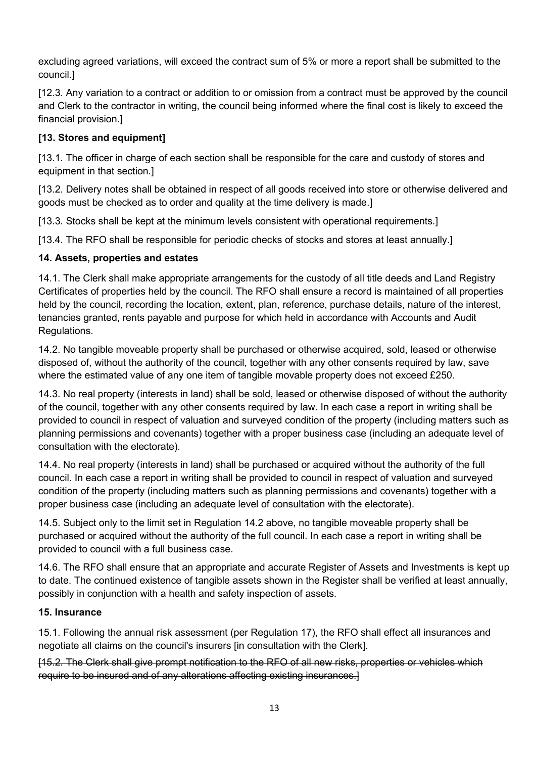excluding agreed variations, will exceed the contract sum of 5% or more a report shall be submitted to the council.]

[12.3. Any variation to a contract or addition to or omission from a contract must be approved by the council and Clerk to the contractor in writing, the council being informed where the final cost is likely to exceed the financial provision.]

### [13. Stores and equipment]

[13.1. The officer in charge of each section shall be responsible for the care and custody of stores and equipment in that section.]

[13.2. Delivery notes shall be obtained in respect of all goods received into store or otherwise delivered and goods must be checked as to order and quality at the time delivery is made.]

[13.3. Stocks shall be kept at the minimum levels consistent with operational requirements.]

[13.4. The RFO shall be responsible for periodic checks of stocks and stores at least annually.]

### 14. Assets, properties and estates

14.1. The Clerk shall make appropriate arrangements for the custody of all title deeds and Land Registry Certificates of properties held by the council. The RFO shall ensure a record is maintained of all properties held by the council, recording the location, extent, plan, reference, purchase details, nature of the interest, tenancies granted, rents payable and purpose for which held in accordance with Accounts and Audit Regulations.

14.2. No tangible moveable property shall be purchased or otherwise acquired, sold, leased or otherwise disposed of, without the authority of the council, together with any other consents required by law, save where the estimated value of any one item of tangible movable property does not exceed £250.

14.3. No real property (interests in land) shall be sold, leased or otherwise disposed of without the authority of the council, together with any other consents required by law. In each case a report in writing shall be provided to council in respect of valuation and surveyed condition of the property (including matters such as planning permissions and covenants) together with a proper business case (including an adequate level of consultation with the electorate).

14.4. No real property (interests in land) shall be purchased or acquired without the authority of the full council. In each case a report in writing shall be provided to council in respect of valuation and surveyed condition of the property (including matters such as planning permissions and covenants) together with a proper business case (including an adequate level of consultation with the electorate).

14.5. Subject only to the limit set in Regulation 14.2 above, no tangible moveable property shall be purchased or acquired without the authority of the full council. In each case a report in writing shall be provided to council with a full business case.

14.6. The RFO shall ensure that an appropriate and accurate Register of Assets and Investments is kept up to date. The continued existence of tangible assets shown in the Register shall be verified at least annually, possibly in conjunction with a health and safety inspection of assets.

### 15. Insurance

15.1. Following the annual risk assessment (per Regulation 17), the RFO shall effect all insurances and negotiate all claims on the council's insurers [in consultation with the Clerk].

~~[15.2. The Clerk shall give prompt notification to the RFO of all new risks, properties or vehicles which require to be insured and of any alterations affecting existing insurances.]~~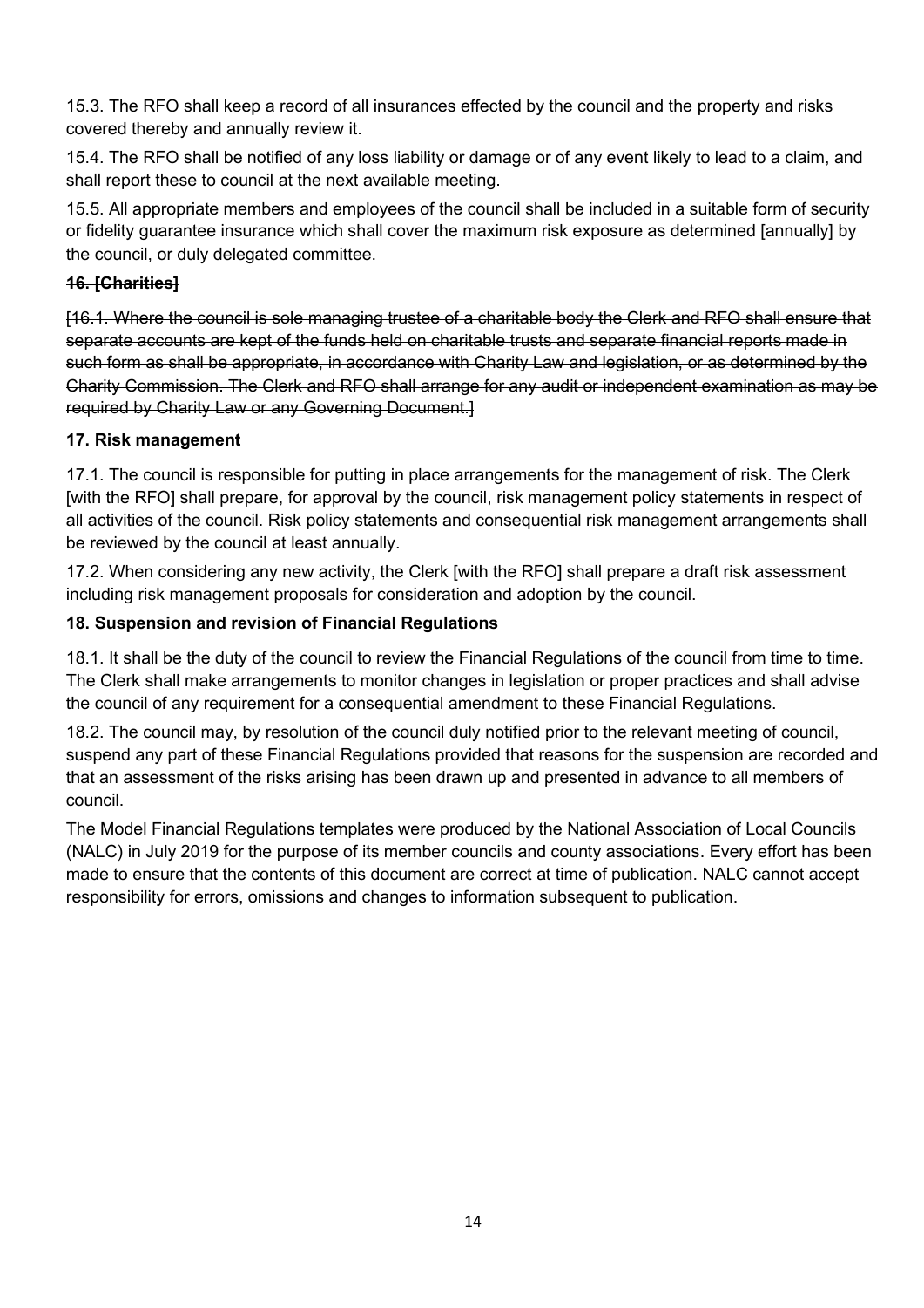15.3. The RFO shall keep a record of all insurances effected by the council and the property and risks covered thereby and annually review it.

15.4. The RFO shall be notified of any loss liability or damage or of any event likely to lead to a claim, and shall report these to council at the next available meeting.

15.5. All appropriate members and employees of the council shall be included in a suitable form of security or fidelity guarantee insurance which shall cover the maximum risk exposure as determined [annually] by the council, or duly delegated committee.

**~~16. [Charities]~~**

~~[16.1. Where the council is sole managing trustee of a charitable body the Clerk and RFO shall ensure that separate accounts are kept of the funds held on charitable trusts and separate financial reports made in such form as shall be appropriate, in accordance with Charity Law and legislation, or as determined by the Charity Commission. The Clerk and RFO shall arrange for any audit or independent examination as may be required by Charity Law or any Governing Document.]~~

**17. Risk management**

17.1. The council is responsible for putting in place arrangements for the management of risk. The Clerk [with the RFO] shall prepare, for approval by the council, risk management policy statements in respect of all activities of the council. Risk policy statements and consequential risk management arrangements shall be reviewed by the council at least annually.

17.2. When considering any new activity, the Clerk [with the RFO] shall prepare a draft risk assessment including risk management proposals for consideration and adoption by the council.

**18. Suspension and revision of Financial Regulations**

18.1. It shall be the duty of the council to review the Financial Regulations of the council from time to time. The Clerk shall make arrangements to monitor changes in legislation or proper practices and shall advise the council of any requirement for a consequential amendment to these Financial Regulations.

18.2. The council may, by resolution of the council duly notified prior to the relevant meeting of council, suspend any part of these Financial Regulations provided that reasons for the suspension are recorded and that an assessment of the risks arising has been drawn up and presented in advance to all members of council.

The Model Financial Regulations templates were produced by the National Association of Local Councils (NALC) in July 2019 for the purpose of its member councils and county associations. Every effort has been made to ensure that the contents of this document are correct at time of publication. NALC cannot accept responsibility for errors, omissions and changes to information subsequent to publication.